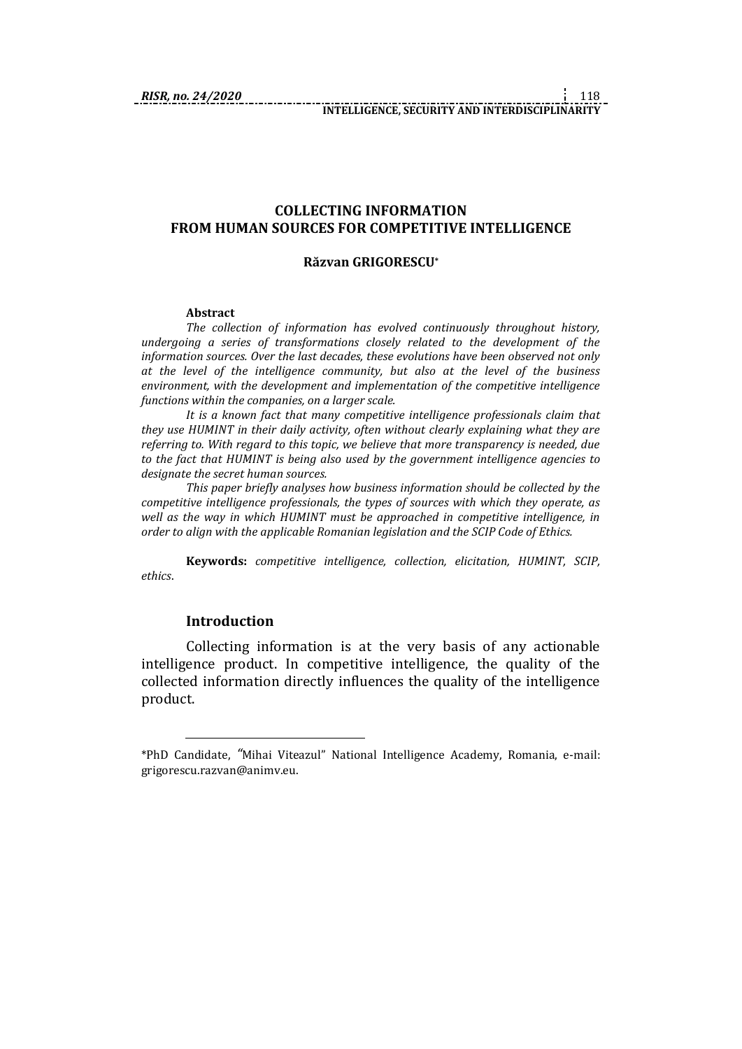# COLLECTING INFORMATION FROM HUMAN SOURCES FOR COMPETITIVE INTELLIGENCE

**Răzvan GRIGORESCU***

**Abstract**

*The collection of information has evolved continuously throughout history, undergoing a series of transformations closely related to the development of the information sources. Over the last decades, these evolutions have been observed not only at the level of the intelligence community, but also at the level of the business environment, with the development and implementation of the competitive intelligence functions within the companies, on a larger scale.*

*It is a known fact that many competitive intelligence professionals claim that they use HUMINT in their daily activity, often without clearly explaining what they are referring to. With regard to this topic, we believe that more transparency is needed, due to the fact that HUMINT is being also used by the government intelligence agencies to designate the secret human sources.*

*This paper briefly analyses how business information should be collected by the competitive intelligence professionals, the types of sources with which they operate, as well as the way in which HUMINT must be approached in competitive intelligence, in order to align with the applicable Romanian legislation and the SCIP Code of Ethics.*

**Keywords:** *competitive intelligence, collection, elicitation, HUMINT, SCIP, ethics*.

## Introduction

Collecting information is at the very basis of any actionable intelligence product. In competitive intelligence, the quality of the collected information directly influences the quality of the intelligence product.

*PhD Candidate, "Mihai Viteazul" National Intelligence Academy, Romania, e-mail: grigorescu.razvan@animv.eu.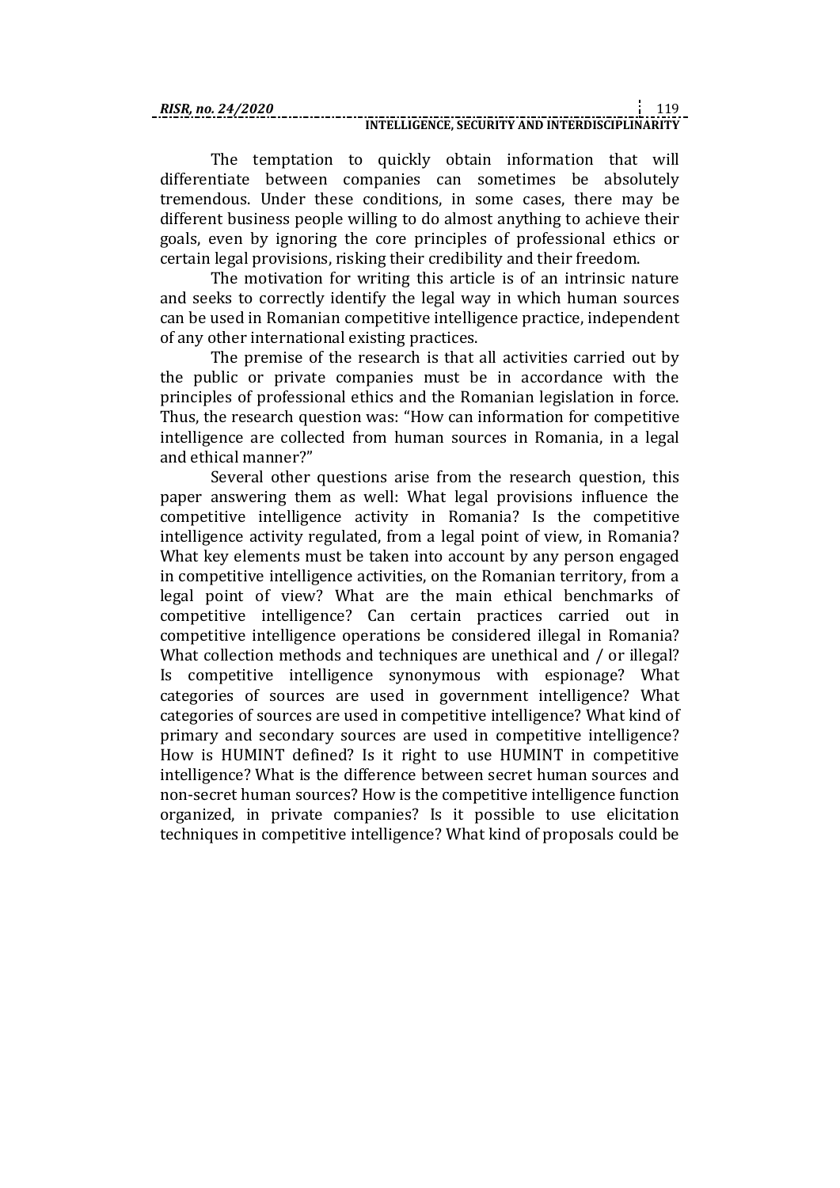The temptation to quickly obtain information that will differentiate between companies can sometimes be absolutely tremendous. Under these conditions, in some cases, there may be different business people willing to do almost anything to achieve their goals, even by ignoring the core principles of professional ethics or certain legal provisions, risking their credibility and their freedom.

The motivation for writing this article is of an intrinsic nature and seeks to correctly identify the legal way in which human sources can be used in Romanian competitive intelligence practice, independent of any other international existing practices.

The premise of the research is that all activities carried out by the public or private companies must be in accordance with the principles of professional ethics and the Romanian legislation in force. Thus, the research question was: "How can information for competitive intelligence are collected from human sources in Romania, in a legal and ethical manner?"

Several other questions arise from the research question, this paper answering them as well: What legal provisions influence the competitive intelligence activity in Romania? Is the competitive intelligence activity regulated, from a legal point of view, in Romania? What key elements must be taken into account by any person engaged in competitive intelligence activities, on the Romanian territory, from a legal point of view? What are the main ethical benchmarks of competitive intelligence? Can certain practices carried out in competitive intelligence operations be considered illegal in Romania? What collection methods and techniques are unethical and / or illegal? Is competitive intelligence synonymous with espionage? What categories of sources are used in government intelligence? What categories of sources are used in competitive intelligence? What kind of primary and secondary sources are used in competitive intelligence? How is HUMINT defined? Is it right to use HUMINT in competitive intelligence? What is the difference between secret human sources and non-secret human sources? How is the competitive intelligence function organized, in private companies? Is it possible to use elicitation techniques in competitive intelligence? What kind of proposals could be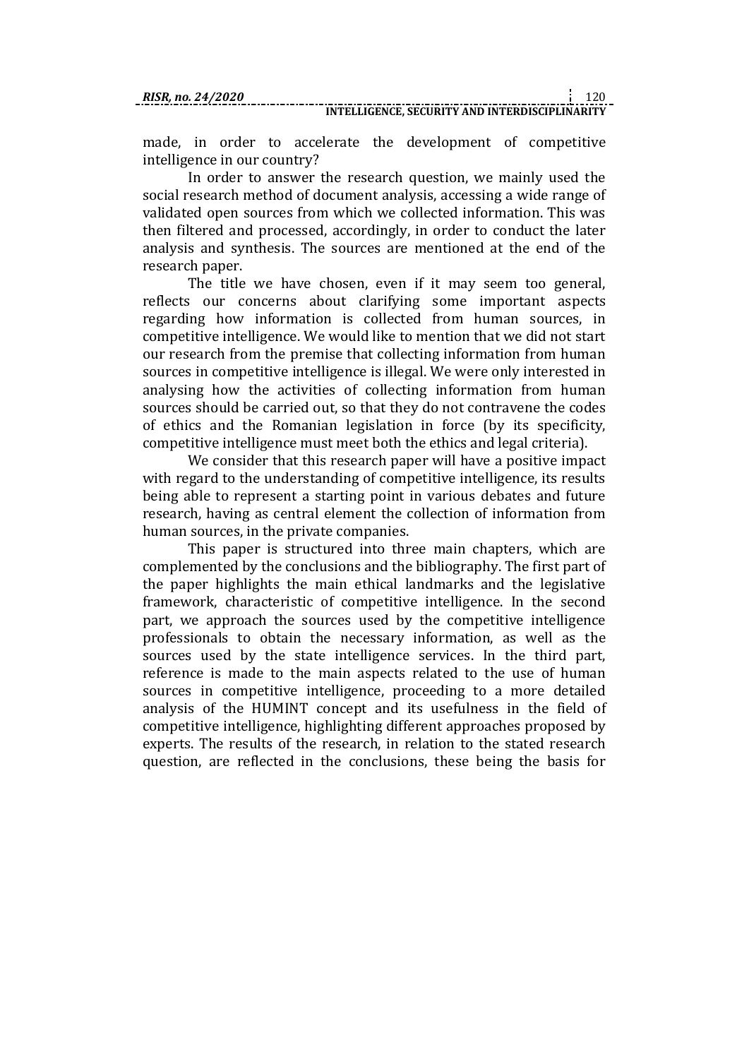made, in order to accelerate the development of competitive intelligence in our country?

In order to answer the research question, we mainly used the social research method of document analysis, accessing a wide range of validated open sources from which we collected information. This was then filtered and processed, accordingly, in order to conduct the later analysis and synthesis. The sources are mentioned at the end of the research paper.

The title we have chosen, even if it may seem too general, reflects our concerns about clarifying some important aspects regarding how information is collected from human sources, in competitive intelligence. We would like to mention that we did not start our research from the premise that collecting information from human sources in competitive intelligence is illegal. We were only interested in analysing how the activities of collecting information from human sources should be carried out, so that they do not contravene the codes of ethics and the Romanian legislation in force (by its specificity, competitive intelligence must meet both the ethics and legal criteria).

We consider that this research paper will have a positive impact with regard to the understanding of competitive intelligence, its results being able to represent a starting point in various debates and future research, having as central element the collection of information from human sources, in the private companies.

This paper is structured into three main chapters, which are complemented by the conclusions and the bibliography. The first part of the paper highlights the main ethical landmarks and the legislative framework, characteristic of competitive intelligence. In the second part, we approach the sources used by the competitive intelligence professionals to obtain the necessary information, as well as the sources used by the state intelligence services. In the third part, reference is made to the main aspects related to the use of human sources in competitive intelligence, proceeding to a more detailed analysis of the HUMINT concept and its usefulness in the field of competitive intelligence, highlighting different approaches proposed by experts. The results of the research, in relation to the stated research question, are reflected in the conclusions, these being the basis for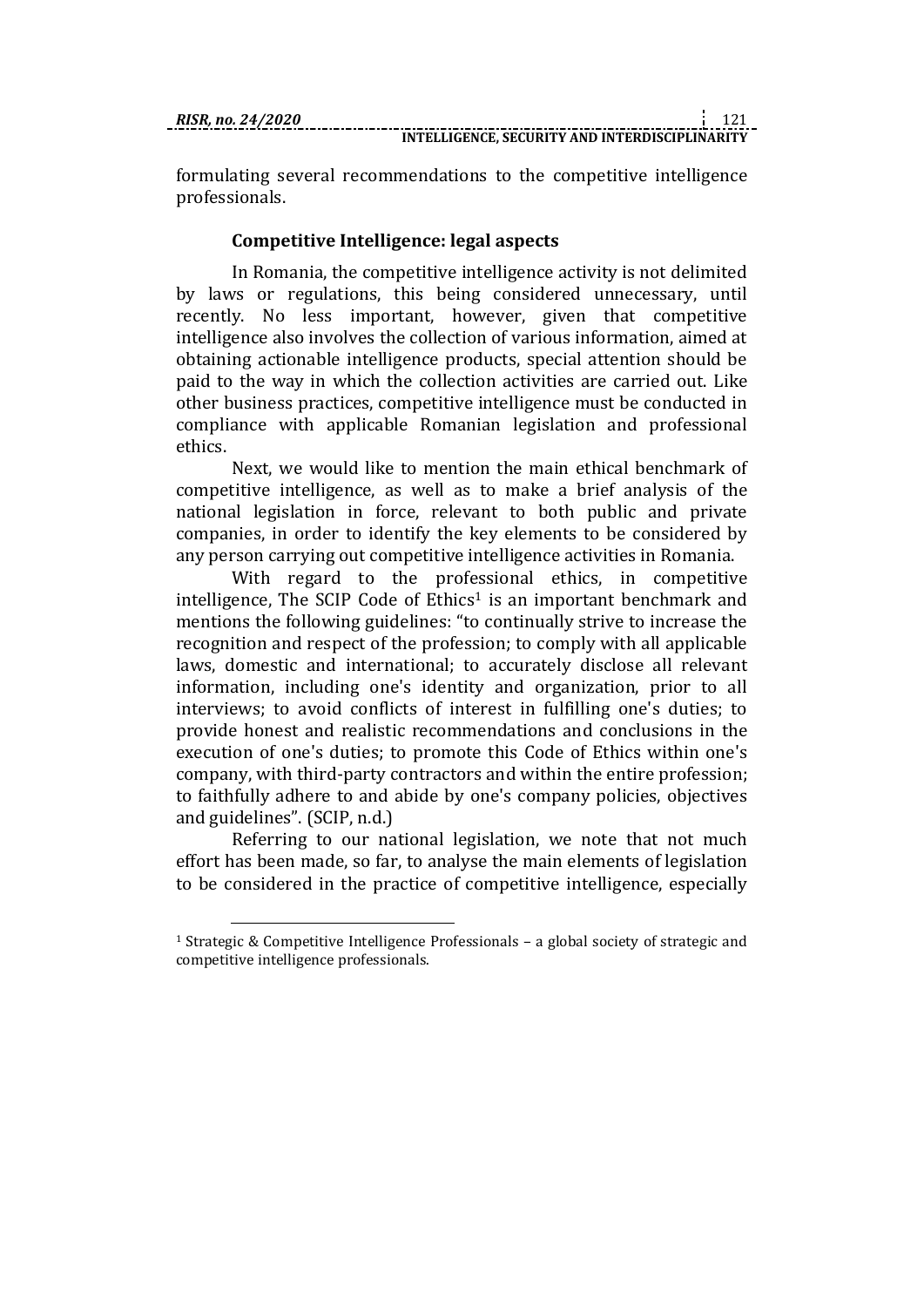formulating several recommendations to the competitive intelligence professionals.

## Competitive Intelligence: legal aspects

In Romania, the competitive intelligence activity is not delimited by laws or regulations, this being considered unnecessary, until recently. No less important, however, given that competitive intelligence also involves the collection of various information, aimed at obtaining actionable intelligence products, special attention should be paid to the way in which the collection activities are carried out. Like other business practices, competitive intelligence must be conducted in compliance with applicable Romanian legislation and professional ethics.

Next, we would like to mention the main ethical benchmark of competitive intelligence, as well as to make a brief analysis of the national legislation in force, relevant to both public and private companies, in order to identify the key elements to be considered by any person carrying out competitive intelligence activities in Romania.

With regard to the professional ethics, in competitive intelligence, The SCIP Code of Ethics[1] is an important benchmark and mentions the following guidelines: "to continually strive to increase the recognition and respect of the profession; to comply with all applicable laws, domestic and international; to accurately disclose all relevant information, including one's identity and organization, prior to all interviews; to avoid conflicts of interest in fulfilling one's duties; to provide honest and realistic recommendations and conclusions in the execution of one's duties; to promote this Code of Ethics within one's company, with third-party contractors and within the entire profession; to faithfully adhere to and abide by one's company policies, objectives and guidelines". (SCIP, n.d.)

Referring to our national legislation, we note that not much effort has been made, so far, to analyse the main elements of legislation to be considered in the practice of competitive intelligence, especially

---

[1] Strategic & Competitive Intelligence Professionals – a global society of strategic and competitive intelligence professionals.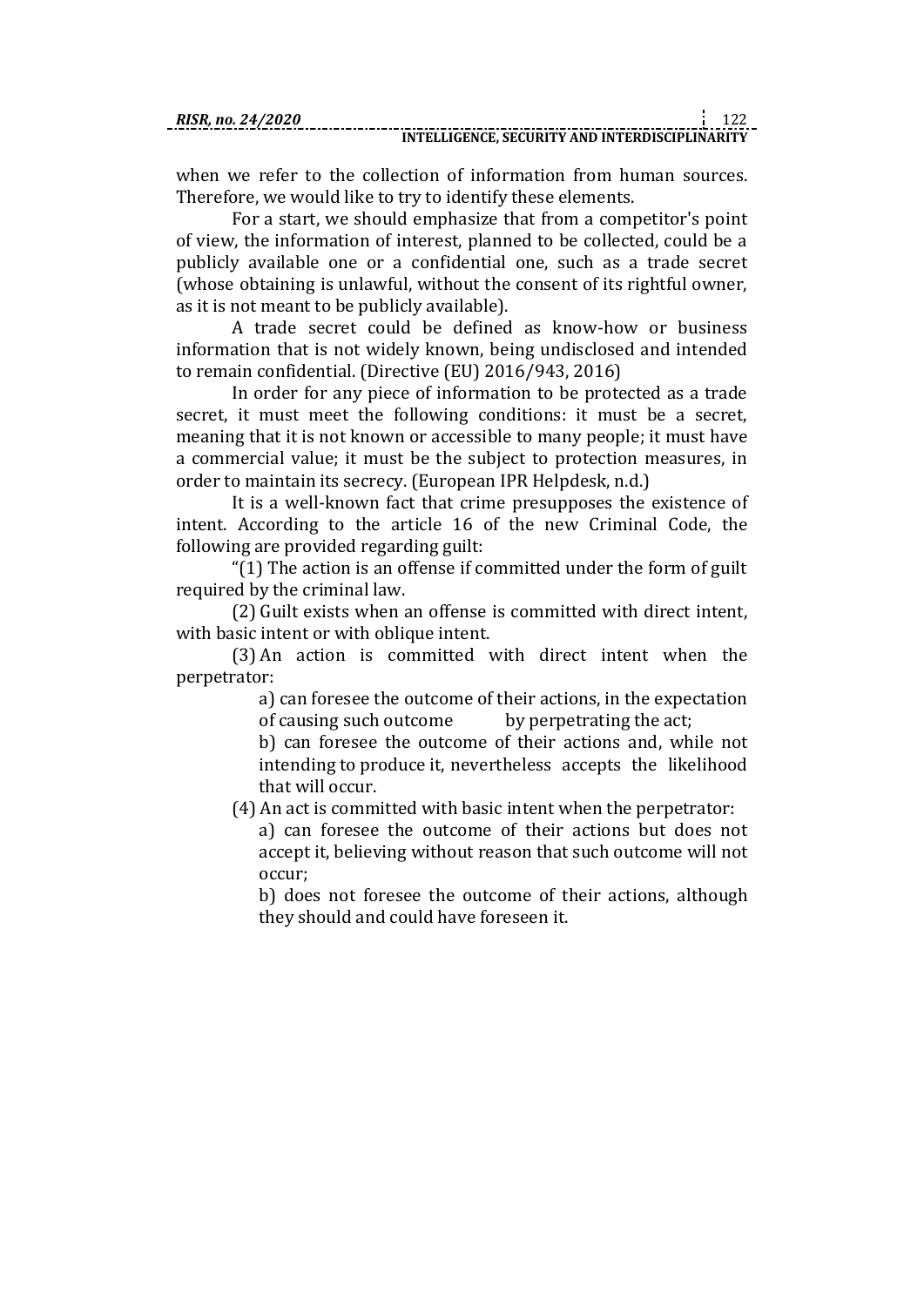when we refer to the collection of information from human sources. Therefore, we would like to try to identify these elements.

For a start, we should emphasize that from a competitor's point of view, the information of interest, planned to be collected, could be a publicly available one or a confidential one, such as a trade secret (whose obtaining is unlawful, without the consent of its rightful owner, as it is not meant to be publicly available).

A trade secret could be defined as know-how or business information that is not widely known, being undisclosed and intended to remain confidential. (Directive (EU) 2016/943, 2016)

In order for any piece of information to be protected as a trade secret, it must meet the following conditions: it must be a secret, meaning that it is not known or accessible to many people; it must have a commercial value; it must be the subject to protection measures, in order to maintain its secrecy. (European IPR Helpdesk, n.d.)

It is a well-known fact that crime presupposes the existence of intent. According to the article 16 of the new Criminal Code, the following are provided regarding guilt:

"(1) The action is an offense if committed under the form of guilt required by the criminal law.

(2) Guilt exists when an offense is committed with direct intent, with basic intent or with oblique intent.

(3) An action is committed with direct intent when the perpetrator:

> a) can foresee the outcome of their actions, in the expectation of causing such outcome by perpetrating the act;
>
> b) can foresee the outcome of their actions and, while not intending to produce it, nevertheless accepts the likelihood that will occur.

(4) An act is committed with basic intent when the perpetrator:

> a) can foresee the outcome of their actions but does not accept it, believing without reason that such outcome will not occur;
>
> b) does not foresee the outcome of their actions, although they should and could have foreseen it.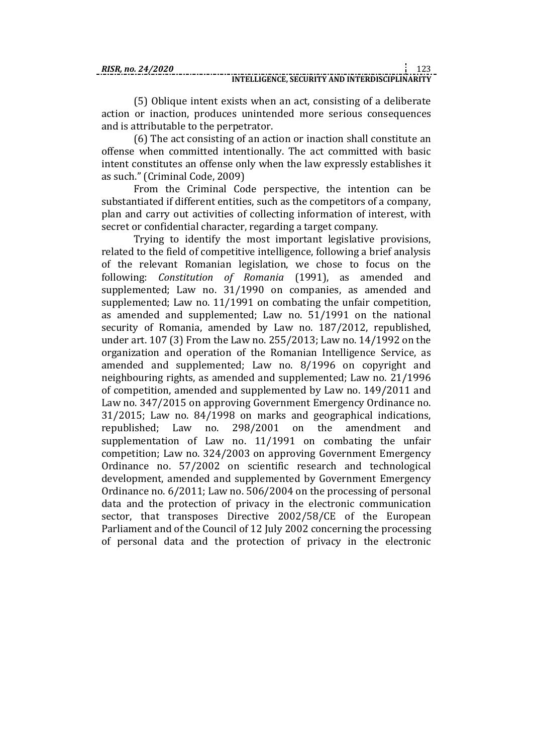(5) Oblique intent exists when an act, consisting of a deliberate action or inaction, produces unintended more serious consequences and is attributable to the perpetrator.

(6) The act consisting of an action or inaction shall constitute an offense when committed intentionally. The act committed with basic intent constitutes an offense only when the law expressly establishes it as such." (Criminal Code, 2009)

From the Criminal Code perspective, the intention can be substantiated if different entities, such as the competitors of a company, plan and carry out activities of collecting information of interest, with secret or confidential character, regarding a target company.

Trying to identify the most important legislative provisions, related to the field of competitive intelligence, following a brief analysis of the relevant Romanian legislation, we chose to focus on the following: *Constitution of Romania* (1991), as amended and supplemented; Law no. 31/1990 on companies, as amended and supplemented; Law no. 11/1991 on combating the unfair competition, as amended and supplemented; Law no. 51/1991 on the national security of Romania, amended by Law no. 187/2012, republished, under art. 107 (3) From the Law no. 255/2013; Law no. 14/1992 on the organization and operation of the Romanian Intelligence Service, as amended and supplemented; Law no. 8/1996 on copyright and neighbouring rights, as amended and supplemented; Law no. 21/1996 of competition, amended and supplemented by Law no. 149/2011 and Law no. 347/2015 on approving Government Emergency Ordinance no. 31/2015; Law no. 84/1998 on marks and geographical indications, republished; Law no. 298/2001 on the amendment and supplementation of Law no. 11/1991 on combating the unfair competition; Law no. 324/2003 on approving Government Emergency Ordinance no. 57/2002 on scientific research and technological development, amended and supplemented by Government Emergency Ordinance no. 6/2011; Law no. 506/2004 on the processing of personal data and the protection of privacy in the electronic communication sector, that transposes Directive 2002/58/CE of the European Parliament and of the Council of 12 July 2002 concerning the processing of personal data and the protection of privacy in the electronic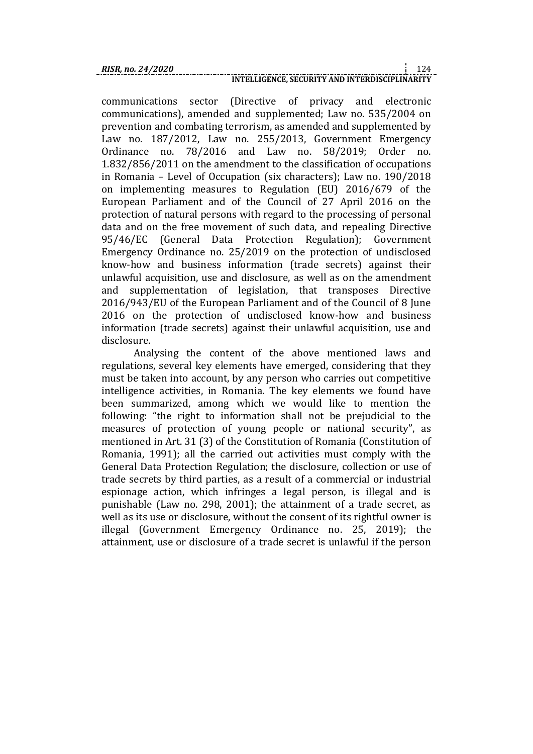communications sector (Directive of privacy and electronic communications), amended and supplemented; Law no. 535/2004 on prevention and combating terrorism, as amended and supplemented by Law no. 187/2012, Law no. 255/2013, Government Emergency Ordinance no. 78/2016 and Law no. 58/2019; Order no. 1.832/856/2011 on the amendment to the classification of occupations in Romania – Level of Occupation (six characters); Law no. 190/2018 on implementing measures to Regulation (EU) 2016/679 of the European Parliament and of the Council of 27 April 2016 on the protection of natural persons with regard to the processing of personal data and on the free movement of such data, and repealing Directive 95/46/EC (General Data Protection Regulation); Government Emergency Ordinance no. 25/2019 on the protection of undisclosed know-how and business information (trade secrets) against their unlawful acquisition, use and disclosure, as well as on the amendment and supplementation of legislation, that transposes Directive 2016/943/EU of the European Parliament and of the Council of 8 June 2016 on the protection of undisclosed know-how and business information (trade secrets) against their unlawful acquisition, use and disclosure.

Analysing the content of the above mentioned laws and regulations, several key elements have emerged, considering that they must be taken into account, by any person who carries out competitive intelligence activities, in Romania. The key elements we found have been summarized, among which we would like to mention the following: "the right to information shall not be prejudicial to the measures of protection of young people or national security", as mentioned in Art. 31 (3) of the Constitution of Romania (Constitution of Romania, 1991); all the carried out activities must comply with the General Data Protection Regulation; the disclosure, collection or use of trade secrets by third parties, as a result of a commercial or industrial espionage action, which infringes a legal person, is illegal and is punishable (Law no. 298, 2001); the attainment of a trade secret, as well as its use or disclosure, without the consent of its rightful owner is illegal (Government Emergency Ordinance no. 25, 2019); the attainment, use or disclosure of a trade secret is unlawful if the person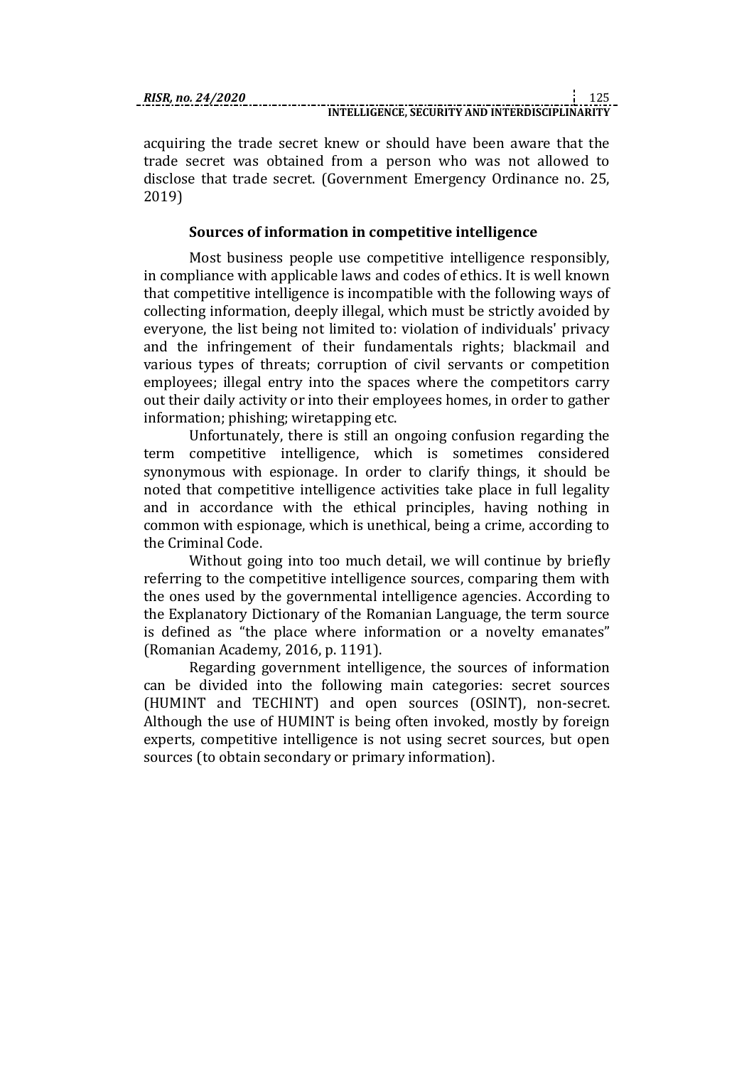acquiring the trade secret knew or should have been aware that the trade secret was obtained from a person who was not allowed to disclose that trade secret. (Government Emergency Ordinance no. 25, 2019)

### Sources of information in competitive intelligence

Most business people use competitive intelligence responsibly, in compliance with applicable laws and codes of ethics. It is well known that competitive intelligence is incompatible with the following ways of collecting information, deeply illegal, which must be strictly avoided by everyone, the list being not limited to: violation of individuals' privacy and the infringement of their fundamentals rights; blackmail and various types of threats; corruption of civil servants or competition employees; illegal entry into the spaces where the competitors carry out their daily activity or into their employees homes, in order to gather information; phishing; wiretapping etc.

Unfortunately, there is still an ongoing confusion regarding the term competitive intelligence, which is sometimes considered synonymous with espionage. In order to clarify things, it should be noted that competitive intelligence activities take place in full legality and in accordance with the ethical principles, having nothing in common with espionage, which is unethical, being a crime, according to the Criminal Code.

Without going into too much detail, we will continue by briefly referring to the competitive intelligence sources, comparing them with the ones used by the governmental intelligence agencies. According to the Explanatory Dictionary of the Romanian Language, the term source is defined as "the place where information or a novelty emanates" (Romanian Academy, 2016, p. 1191).

Regarding government intelligence, the sources of information can be divided into the following main categories: secret sources (HUMINT and TECHINT) and open sources (OSINT), non-secret. Although the use of HUMINT is being often invoked, mostly by foreign experts, competitive intelligence is not using secret sources, but open sources (to obtain secondary or primary information).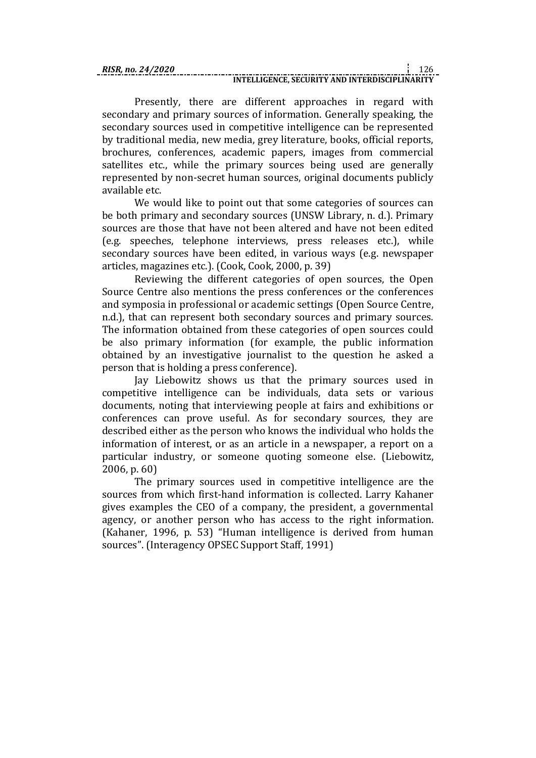Presently, there are different approaches in regard with secondary and primary sources of information. Generally speaking, the secondary sources used in competitive intelligence can be represented by traditional media, new media, grey literature, books, official reports, brochures, conferences, academic papers, images from commercial satellites etc., while the primary sources being used are generally represented by non-secret human sources, original documents publicly available etc.

We would like to point out that some categories of sources can be both primary and secondary sources (UNSW Library, n. d.). Primary sources are those that have not been altered and have not been edited (e.g. speeches, telephone interviews, press releases etc.), while secondary sources have been edited, in various ways (e.g. newspaper articles, magazines etc.). (Cook, Cook, 2000, p. 39)

Reviewing the different categories of open sources, the Open Source Centre also mentions the press conferences or the conferences and symposia in professional or academic settings (Open Source Centre, n.d.), that can represent both secondary sources and primary sources. The information obtained from these categories of open sources could be also primary information (for example, the public information obtained by an investigative journalist to the question he asked a person that is holding a press conference).

Jay Liebowitz shows us that the primary sources used in competitive intelligence can be individuals, data sets or various documents, noting that interviewing people at fairs and exhibitions or conferences can prove useful. As for secondary sources, they are described either as the person who knows the individual who holds the information of interest, or as an article in a newspaper, a report on a particular industry, or someone quoting someone else. (Liebowitz, 2006, p. 60)

The primary sources used in competitive intelligence are the sources from which first-hand information is collected. Larry Kahaner gives examples the CEO of a company, the president, a governmental agency, or another person who has access to the right information. (Kahaner, 1996, p. 53) "Human intelligence is derived from human sources". (Interagency OPSEC Support Staff, 1991)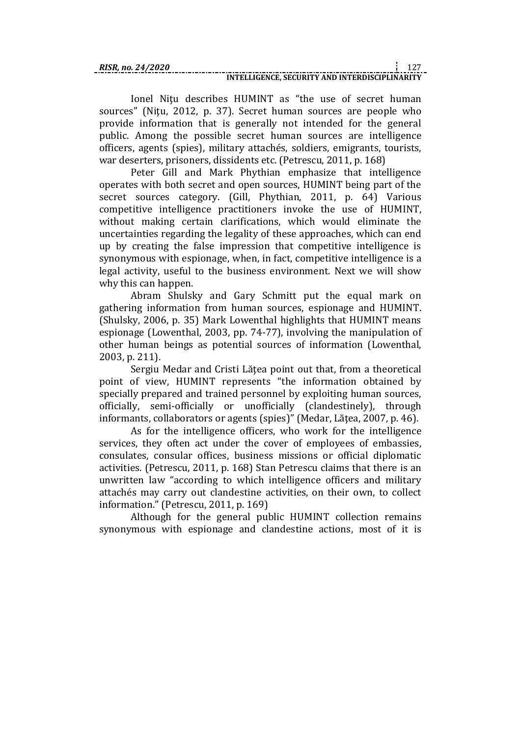Ionel Niţu describes HUMINT as “the use of secret human sources” (Niţu, 2012, p. 37). Secret human sources are people who provide information that is generally not intended for the general public. Among the possible secret human sources are intelligence officers, agents (spies), military attachés, soldiers, emigrants, tourists, war deserters, prisoners, dissidents etc. (Petrescu, 2011, p. 168)

Peter Gill and Mark Phythian emphasize that intelligence operates with both secret and open sources, HUMINT being part of the secret sources category. (Gill, Phythian, 2011, p. 64) Various competitive intelligence practitioners invoke the use of HUMINT, without making certain clarifications, which would eliminate the uncertainties regarding the legality of these approaches, which can end up by creating the false impression that competitive intelligence is synonymous with espionage, when, in fact, competitive intelligence is a legal activity, useful to the business environment. Next we will show why this can happen.

Abram Shulsky and Gary Schmitt put the equal mark on gathering information from human sources, espionage and HUMINT. (Shulsky, 2006, p. 35) Mark Lowenthal highlights that HUMINT means espionage (Lowenthal, 2003, pp. 74-77), involving the manipulation of other human beings as potential sources of information (Lowenthal, 2003, p. 211).

Sergiu Medar and Cristi Lăţea point out that, from a theoretical point of view, HUMINT represents “the information obtained by specially prepared and trained personnel by exploiting human sources, officially, semi-officially or unofficially (clandestinely), through informants, collaborators or agents (spies)” (Medar, Lățea, 2007, p. 46).

As for the intelligence officers, who work for the intelligence services, they often act under the cover of employees of embassies, consulates, consular offices, business missions or official diplomatic activities. (Petrescu, 2011, p. 168) Stan Petrescu claims that there is an unwritten law “according to which intelligence officers and military attachés may carry out clandestine activities, on their own, to collect information.” (Petrescu, 2011, p. 169)

Although for the general public HUMINT collection remains synonymous with espionage and clandestine actions, most of it is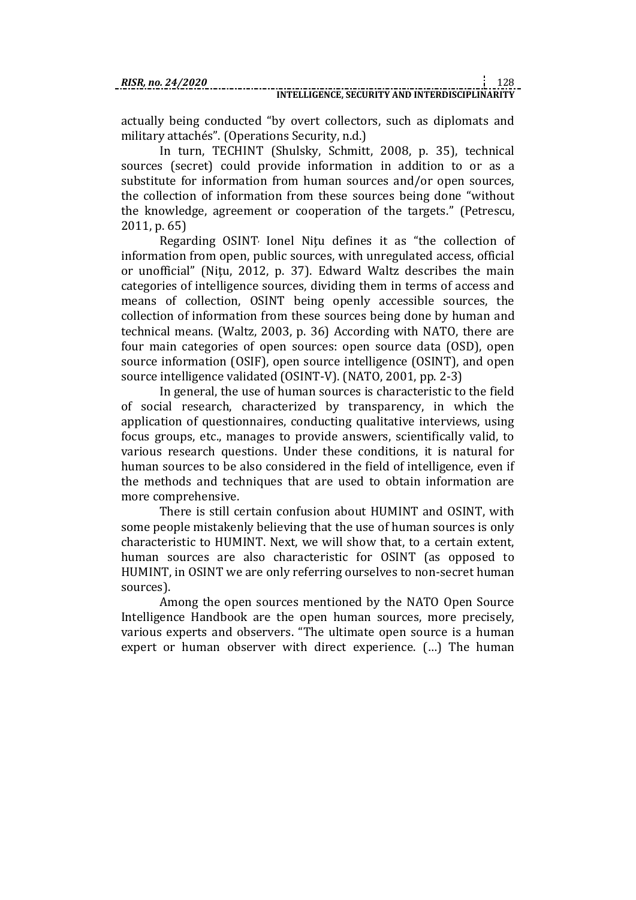actually being conducted "by overt collectors, such as diplomats and military attachés". (Operations Security, n.d.)

In turn, TECHINT (Shulsky, Schmitt, 2008, p. 35), technical sources (secret) could provide information in addition to or as a substitute for information from human sources and/or open sources, the collection of information from these sources being done "without the knowledge, agreement or cooperation of the targets." (Petrescu, 2011, p. 65)

Regarding OSINT, Ionel Niţu defines it as "the collection of information from open, public sources, with unregulated access, official or unofficial" (Niţu, 2012, p. 37). Edward Waltz describes the main categories of intelligence sources, dividing them in terms of access and means of collection, OSINT being openly accessible sources, the collection of information from these sources being done by human and technical means. (Waltz, 2003, p. 36) According with NATO, there are four main categories of open sources: open source data (OSD), open source information (OSIF), open source intelligence (OSINT), and open source intelligence validated (OSINT-V). (NATO, 2001, pp. 2-3)

In general, the use of human sources is characteristic to the field of social research, characterized by transparency, in which the application of questionnaires, conducting qualitative interviews, using focus groups, etc., manages to provide answers, scientifically valid, to various research questions. Under these conditions, it is natural for human sources to be also considered in the field of intelligence, even if the methods and techniques that are used to obtain information are more comprehensive.

There is still certain confusion about HUMINT and OSINT, with some people mistakenly believing that the use of human sources is only characteristic to HUMINT. Next, we will show that, to a certain extent, human sources are also characteristic for OSINT (as opposed to HUMINT, in OSINT we are only referring ourselves to non-secret human sources).

Among the open sources mentioned by the NATO Open Source Intelligence Handbook are the open human sources, more precisely, various experts and observers. "The ultimate open source is a human expert or human observer with direct experience. (…) The human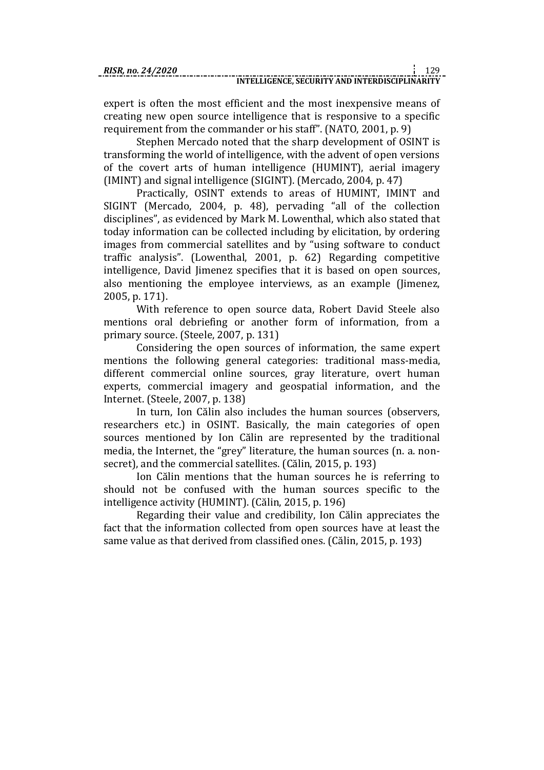expert is often the most efficient and the most inexpensive means of creating new open source intelligence that is responsive to a specific requirement from the commander or his staff". (NATO, 2001, p. 9)

Stephen Mercado noted that the sharp development of OSINT is transforming the world of intelligence, with the advent of open versions of the covert arts of human intelligence (HUMINT), aerial imagery (IMINT) and signal intelligence (SIGINT). (Mercado, 2004, p. 47)

Practically, OSINT extends to areas of HUMINT, IMINT and SIGINT (Mercado, 2004, p. 48), pervading "all of the collection disciplines", as evidenced by Mark M. Lowenthal, which also stated that today information can be collected including by elicitation, by ordering images from commercial satellites and by "using software to conduct traffic analysis". (Lowenthal, 2001, p. 62) Regarding competitive intelligence, David Jimenez specifies that it is based on open sources, also mentioning the employee interviews, as an example (Jimenez, 2005, p. 171).

With reference to open source data, Robert David Steele also mentions oral debriefing or another form of information, from a primary source. (Steele, 2007, p. 131)

Considering the open sources of information, the same expert mentions the following general categories: traditional mass-media, different commercial online sources, gray literature, overt human experts, commercial imagery and geospatial information, and the Internet. (Steele, 2007, p. 138)

In turn, Ion Călin also includes the human sources (observers, researchers etc.) in OSINT. Basically, the main categories of open sources mentioned by Ion Călin are represented by the traditional media, the Internet, the "grey" literature, the human sources (n. a. non-secret), and the commercial satellites. (Călin, 2015, p. 193)

Ion Călin mentions that the human sources he is referring to should not be confused with the human sources specific to the intelligence activity (HUMINT). (Călin, 2015, p. 196)

Regarding their value and credibility, Ion Călin appreciates the fact that the information collected from open sources have at least the same value as that derived from classified ones. (Călin, 2015, p. 193)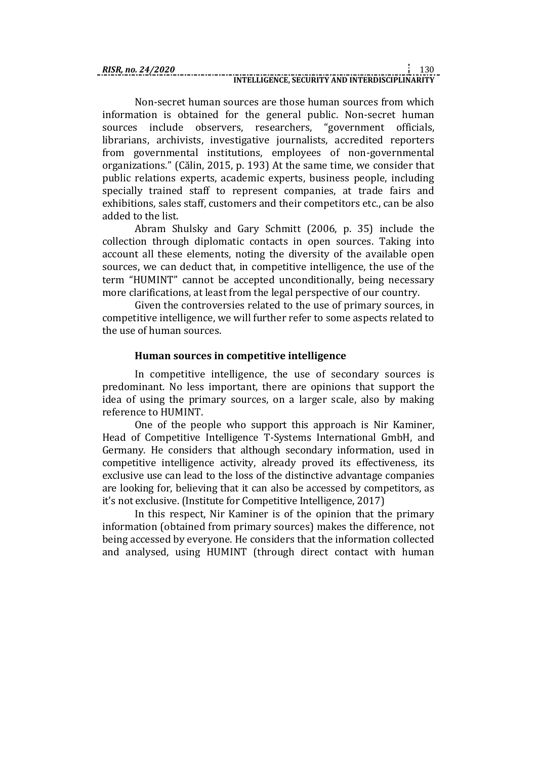Non-secret human sources are those human sources from which information is obtained for the general public. Non-secret human sources include observers, researchers, "government officials, librarians, archivists, investigative journalists, accredited reporters from governmental institutions, employees of non-governmental organizations." (Călin, 2015, p. 193) At the same time, we consider that public relations experts, academic experts, business people, including specially trained staff to represent companies, at trade fairs and exhibitions, sales staff, customers and their competitors etc., can be also added to the list.

Abram Shulsky and Gary Schmitt (2006, p. 35) include the collection through diplomatic contacts in open sources. Taking into account all these elements, noting the diversity of the available open sources, we can deduct that, in competitive intelligence, the use of the term "HUMINT" cannot be accepted unconditionally, being necessary more clarifications, at least from the legal perspective of our country.

Given the controversies related to the use of primary sources, in competitive intelligence, we will further refer to some aspects related to the use of human sources.

## Human sources in competitive intelligence

In competitive intelligence, the use of secondary sources is predominant. No less important, there are opinions that support the idea of using the primary sources, on a larger scale, also by making reference to HUMINT.

One of the people who support this approach is Nir Kaminer, Head of Competitive Intelligence T-Systems International GmbH, and Germany. He considers that although secondary information, used in competitive intelligence activity, already proved its effectiveness, its exclusive use can lead to the loss of the distinctive advantage companies are looking for, believing that it can also be accessed by competitors, as it's not exclusive. (Institute for Competitive Intelligence, 2017)

In this respect, Nir Kaminer is of the opinion that the primary information (obtained from primary sources) makes the difference, not being accessed by everyone. He considers that the information collected and analysed, using HUMINT (through direct contact with human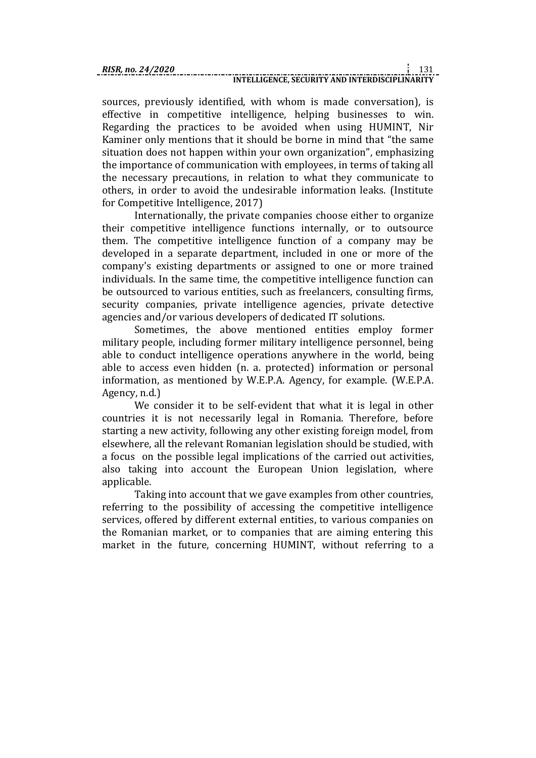sources, previously identified, with whom is made conversation), is effective in competitive intelligence, helping businesses to win. Regarding the practices to be avoided when using HUMINT, Nir Kaminer only mentions that it should be borne in mind that "the same situation does not happen within your own organization", emphasizing the importance of communication with employees, in terms of taking all the necessary precautions, in relation to what they communicate to others, in order to avoid the undesirable information leaks. (Institute for Competitive Intelligence, 2017)

Internationally, the private companies choose either to organize their competitive intelligence functions internally, or to outsource them. The competitive intelligence function of a company may be developed in a separate department, included in one or more of the company's existing departments or assigned to one or more trained individuals. In the same time, the competitive intelligence function can be outsourced to various entities, such as freelancers, consulting firms, security companies, private intelligence agencies, private detective agencies and/or various developers of dedicated IT solutions.

Sometimes, the above mentioned entities employ former military people, including former military intelligence personnel, being able to conduct intelligence operations anywhere in the world, being able to access even hidden (n. a. protected) information or personal information, as mentioned by W.E.P.A. Agency, for example. (W.E.P.A. Agency, n.d.)

We consider it to be self-evident that what it is legal in other countries it is not necessarily legal in Romania. Therefore, before starting a new activity, following any other existing foreign model, from elsewhere, all the relevant Romanian legislation should be studied, with a focus on the possible legal implications of the carried out activities, also taking into account the European Union legislation, where applicable.

Taking into account that we gave examples from other countries, referring to the possibility of accessing the competitive intelligence services, offered by different external entities, to various companies on the Romanian market, or to companies that are aiming entering this market in the future, concerning HUMINT, without referring to a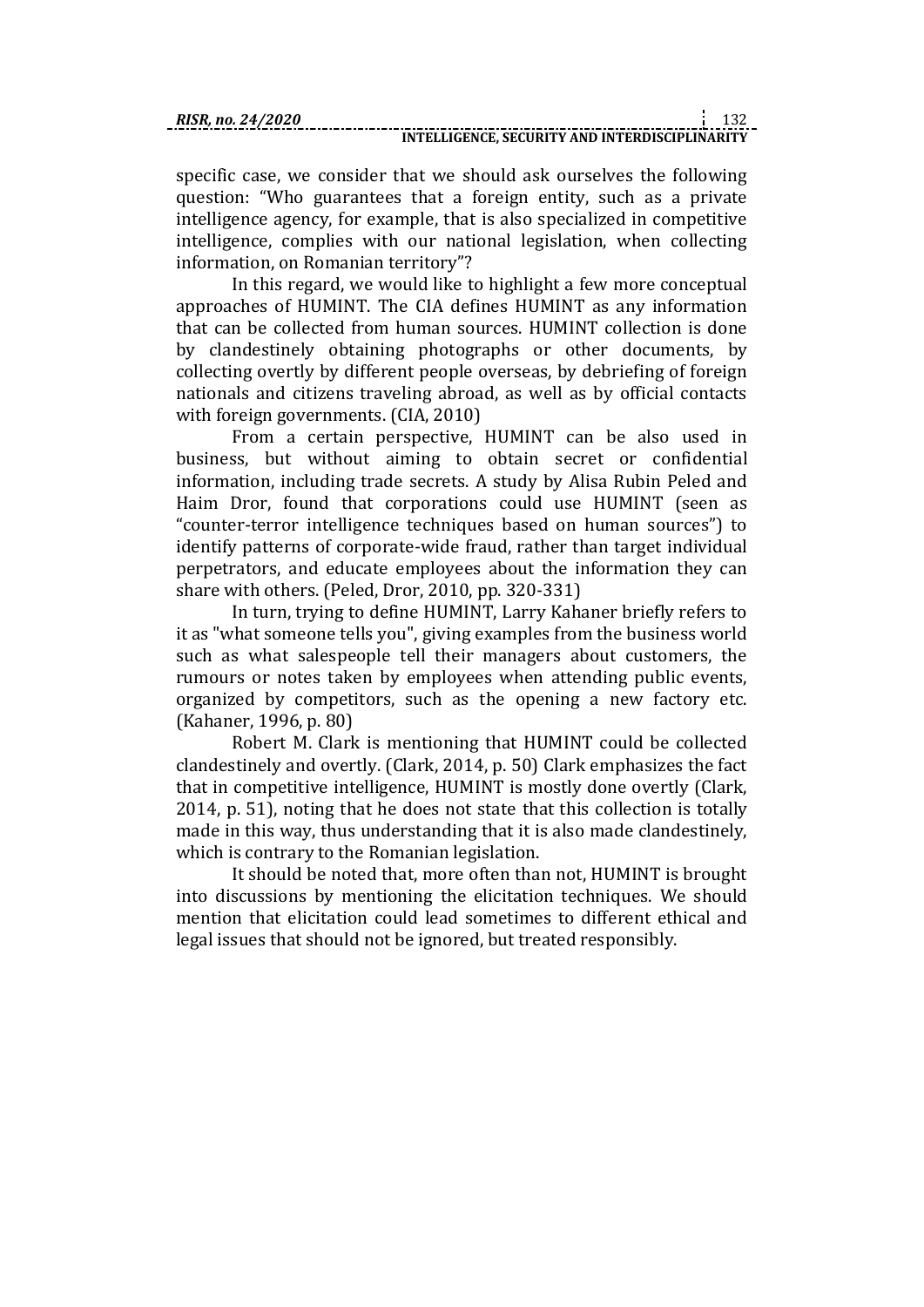specific case, we consider that we should ask ourselves the following question: "Who guarantees that a foreign entity, such as a private intelligence agency, for example, that is also specialized in competitive intelligence, complies with our national legislation, when collecting information, on Romanian territory"?

In this regard, we would like to highlight a few more conceptual approaches of HUMINT. The CIA defines HUMINT as any information that can be collected from human sources. HUMINT collection is done by clandestinely obtaining photographs or other documents, by collecting overtly by different people overseas, by debriefing of foreign nationals and citizens traveling abroad, as well as by official contacts with foreign governments. (CIA, 2010)

From a certain perspective, HUMINT can be also used in business, but without aiming to obtain secret or confidential information, including trade secrets. A study by Alisa Rubin Peled and Haim Dror, found that corporations could use HUMINT (seen as "counter-terror intelligence techniques based on human sources") to identify patterns of corporate-wide fraud, rather than target individual perpetrators, and educate employees about the information they can share with others. (Peled, Dror, 2010, pp. 320-331)

In turn, trying to define HUMINT, Larry Kahaner briefly refers to it as "what someone tells you", giving examples from the business world such as what salespeople tell their managers about customers, the rumours or notes taken by employees when attending public events, organized by competitors, such as the opening a new factory etc. (Kahaner, 1996, p. 80)

Robert M. Clark is mentioning that HUMINT could be collected clandestinely and overtly. (Clark, 2014, p. 50) Clark emphasizes the fact that in competitive intelligence, HUMINT is mostly done overtly (Clark, 2014, p. 51), noting that he does not state that this collection is totally made in this way, thus understanding that it is also made clandestinely, which is contrary to the Romanian legislation.

It should be noted that, more often than not, HUMINT is brought into discussions by mentioning the elicitation techniques. We should mention that elicitation could lead sometimes to different ethical and legal issues that should not be ignored, but treated responsibly.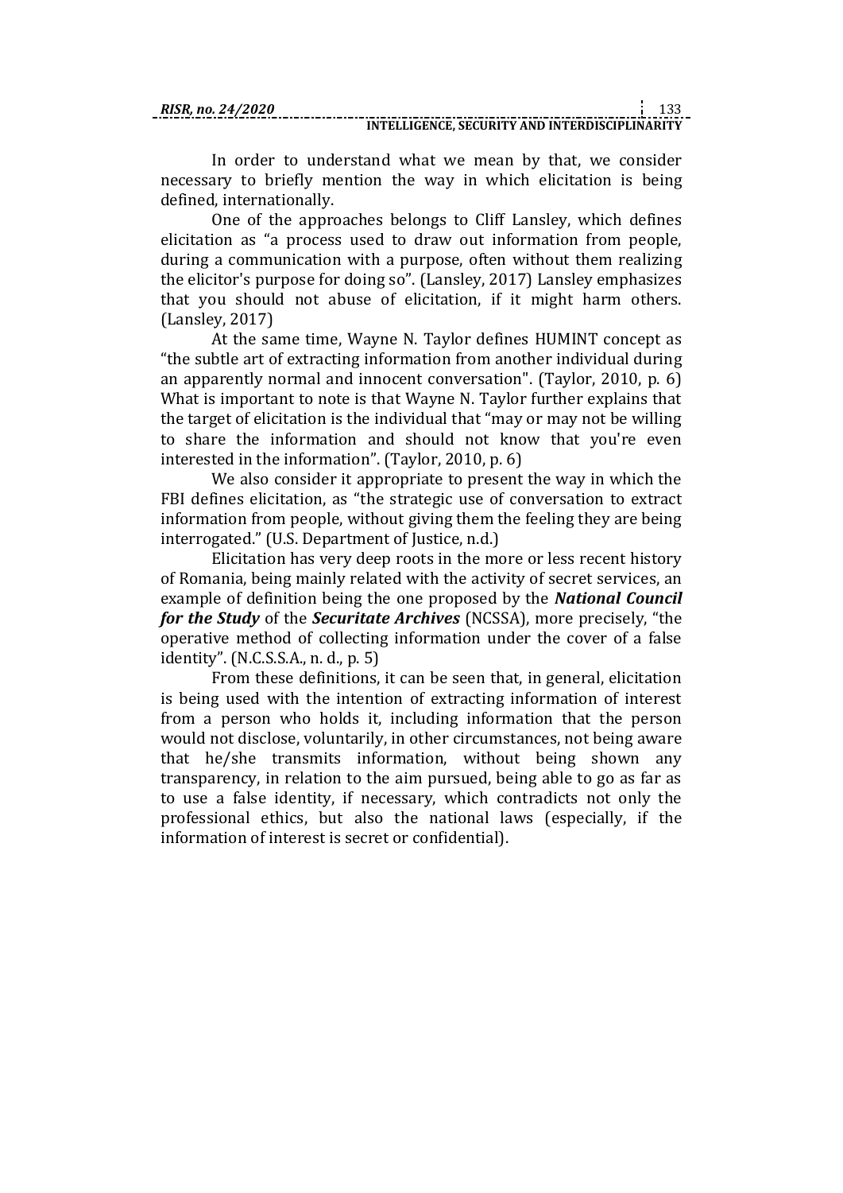In order to understand what we mean by that, we consider necessary to briefly mention the way in which elicitation is being defined, internationally.

One of the approaches belongs to Cliff Lansley, which defines elicitation as "a process used to draw out information from people, during a communication with a purpose, often without them realizing the elicitor's purpose for doing so". (Lansley, 2017) Lansley emphasizes that you should not abuse of elicitation, if it might harm others. (Lansley, 2017)

At the same time, Wayne N. Taylor defines HUMINT concept as "the subtle art of extracting information from another individual during an apparently normal and innocent conversation". (Taylor, 2010, p. 6) What is important to note is that Wayne N. Taylor further explains that the target of elicitation is the individual that "may or may not be willing to share the information and should not know that you're even interested in the information". (Taylor, 2010, p. 6)

We also consider it appropriate to present the way in which the FBI defines elicitation, as "the strategic use of conversation to extract information from people, without giving them the feeling they are being interrogated." (U.S. Department of Justice, n.d.)

Elicitation has very deep roots in the more or less recent history of Romania, being mainly related with the activity of secret services, an example of definition being the one proposed by the ***National Council for the Study*** of the ***Securitate Archives*** (NCSSA), more precisely, "the operative method of collecting information under the cover of a false identity". (N.C.S.S.A., n. d., p. 5)

From these definitions, it can be seen that, in general, elicitation is being used with the intention of extracting information of interest from a person who holds it, including information that the person would not disclose, voluntarily, in other circumstances, not being aware that he/she transmits information, without being shown any transparency, in relation to the aim pursued, being able to go as far as to use a false identity, if necessary, which contradicts not only the professional ethics, but also the national laws (especially, if the information of interest is secret or confidential).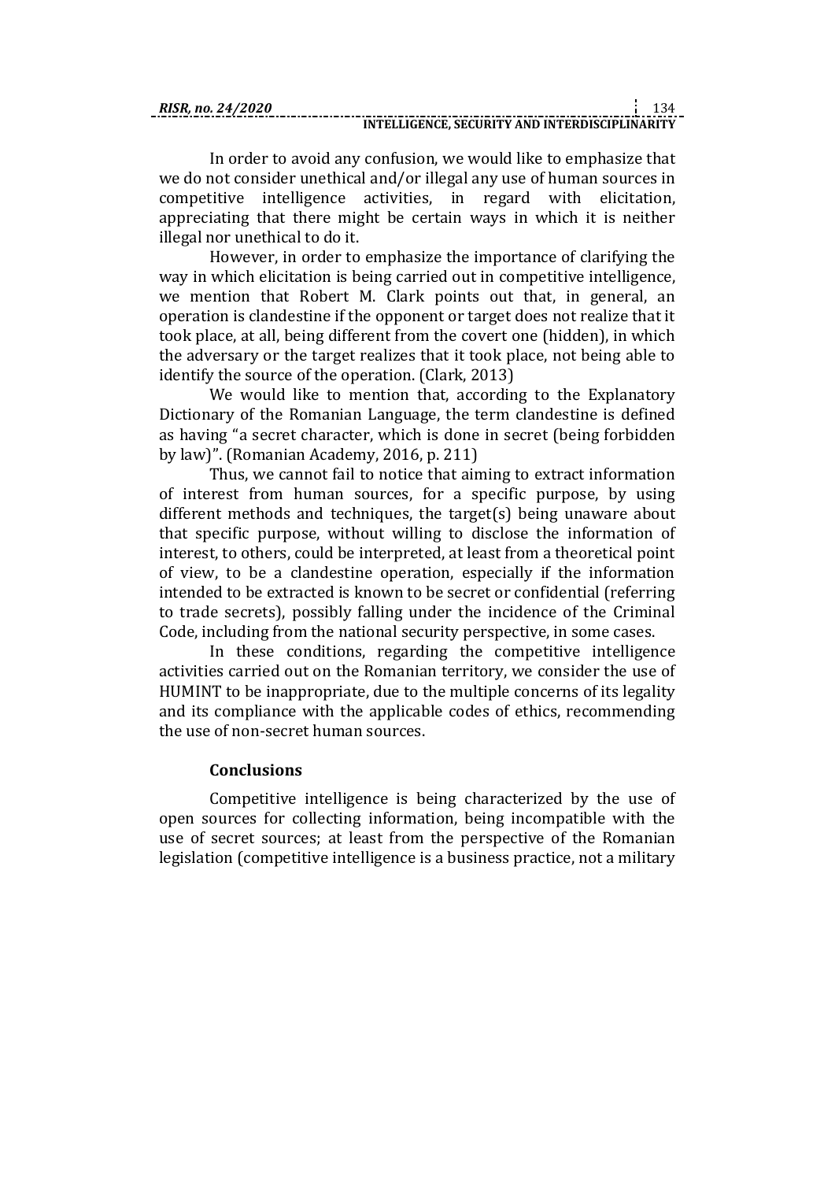In order to avoid any confusion, we would like to emphasize that we do not consider unethical and/or illegal any use of human sources in competitive intelligence activities, in regard with elicitation, appreciating that there might be certain ways in which it is neither illegal nor unethical to do it.

However, in order to emphasize the importance of clarifying the way in which elicitation is being carried out in competitive intelligence, we mention that Robert M. Clark points out that, in general, an operation is clandestine if the opponent or target does not realize that it took place, at all, being different from the covert one (hidden), in which the adversary or the target realizes that it took place, not being able to identify the source of the operation. (Clark, 2013)

We would like to mention that, according to the Explanatory Dictionary of the Romanian Language, the term clandestine is defined as having "a secret character, which is done in secret (being forbidden by law)". (Romanian Academy, 2016, p. 211)

Thus, we cannot fail to notice that aiming to extract information of interest from human sources, for a specific purpose, by using different methods and techniques, the target(s) being unaware about that specific purpose, without willing to disclose the information of interest, to others, could be interpreted, at least from a theoretical point of view, to be a clandestine operation, especially if the information intended to be extracted is known to be secret or confidential (referring to trade secrets), possibly falling under the incidence of the Criminal Code, including from the national security perspective, in some cases.

In these conditions, regarding the competitive intelligence activities carried out on the Romanian territory, we consider the use of HUMINT to be inappropriate, due to the multiple concerns of its legality and its compliance with the applicable codes of ethics, recommending the use of non-secret human sources.

## Conclusions

Competitive intelligence is being characterized by the use of open sources for collecting information, being incompatible with the use of secret sources; at least from the perspective of the Romanian legislation (competitive intelligence is a business practice, not a military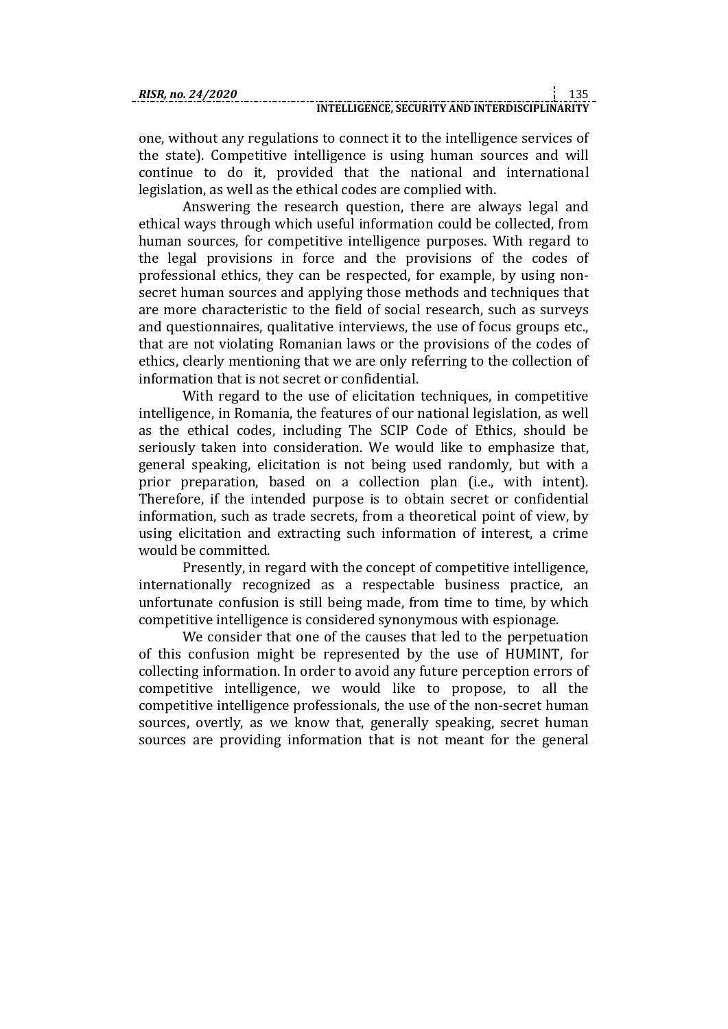one, without any regulations to connect it to the intelligence services of the state). Competitive intelligence is using human sources and will continue to do it, provided that the national and international legislation, as well as the ethical codes are complied with.

Answering the research question, there are always legal and ethical ways through which useful information could be collected, from human sources, for competitive intelligence purposes. With regard to the legal provisions in force and the provisions of the codes of professional ethics, they can be respected, for example, by using non-secret human sources and applying those methods and techniques that are more characteristic to the field of social research, such as surveys and questionnaires, qualitative interviews, the use of focus groups etc., that are not violating Romanian laws or the provisions of the codes of ethics, clearly mentioning that we are only referring to the collection of information that is not secret or confidential.

With regard to the use of elicitation techniques, in competitive intelligence, in Romania, the features of our national legislation, as well as the ethical codes, including The SCIP Code of Ethics, should be seriously taken into consideration. We would like to emphasize that, general speaking, elicitation is not being used randomly, but with a prior preparation, based on a collection plan (i.e., with intent). Therefore, if the intended purpose is to obtain secret or confidential information, such as trade secrets, from a theoretical point of view, by using elicitation and extracting such information of interest, a crime would be committed.

Presently, in regard with the concept of competitive intelligence, internationally recognized as a respectable business practice, an unfortunate confusion is still being made, from time to time, by which competitive intelligence is considered synonymous with espionage.

We consider that one of the causes that led to the perpetuation of this confusion might be represented by the use of HUMINT, for collecting information. In order to avoid any future perception errors of competitive intelligence, we would like to propose, to all the competitive intelligence professionals, the use of the non-secret human sources, overtly, as we know that, generally speaking, secret human sources are providing information that is not meant for the general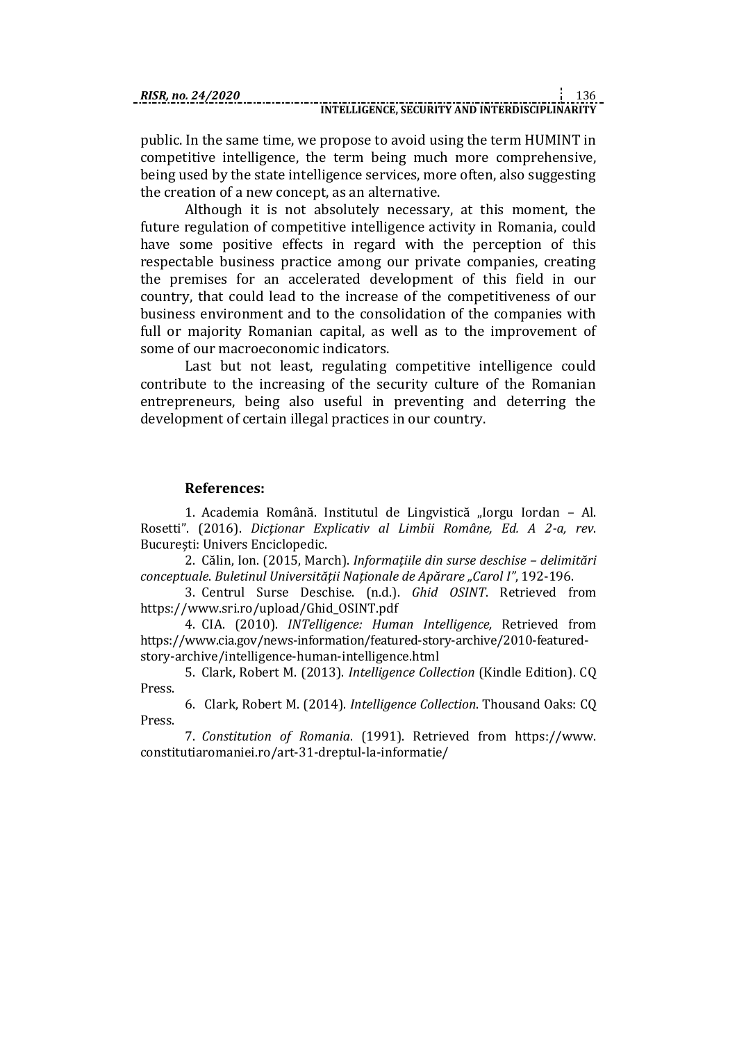public. In the same time, we propose to avoid using the term HUMINT in competitive intelligence, the term being much more comprehensive, being used by the state intelligence services, more often, also suggesting the creation of a new concept, as an alternative.

Although it is not absolutely necessary, at this moment, the future regulation of competitive intelligence activity in Romania, could have some positive effects in regard with the perception of this respectable business practice among our private companies, creating the premises for an accelerated development of this field in our country, that could lead to the increase of the competitiveness of our business environment and to the consolidation of the companies with full or majority Romanian capital, as well as to the improvement of some of our macroeconomic indicators.

Last but not least, regulating competitive intelligence could contribute to the increasing of the security culture of the Romanian entrepreneurs, being also useful in preventing and deterring the development of certain illegal practices in our country.

### References:

1. Academia Română. Institutul de Lingvistică „Iorgu Iordan – Al. Rosetti". (2016). *Dicționar Explicativ al Limbii Române, Ed. A 2-a, rev*. București: Univers Enciclopedic.
2. Călin, Ion. (2015, March). *Informațiile din surse deschise – delimitări conceptuale*. *Buletinul Universității Naționale de Apărare „Carol I"*, 192-196.
3. Centrul Surse Deschise. (n.d.). *Ghid OSINT*. Retrieved from https://www.sri.ro/upload/Ghid_OSINT.pdf
4. CIA. (2010). *INTelligence: Human Intelligence,* Retrieved from https://www.cia.gov/news-information/featured-story-archive/2010-featured-story-archive/intelligence-human-intelligence.html
5. Clark, Robert M. (2013). *Intelligence Collection* (Kindle Edition). CQ Press.
6. Clark, Robert M. (2014). *Intelligence Collection*. Thousand Oaks: CQ Press.
7. *Constitution of Romania*. (1991). Retrieved from https://www.constitutiaromaniei.ro/art-31-dreptul-la-informatie/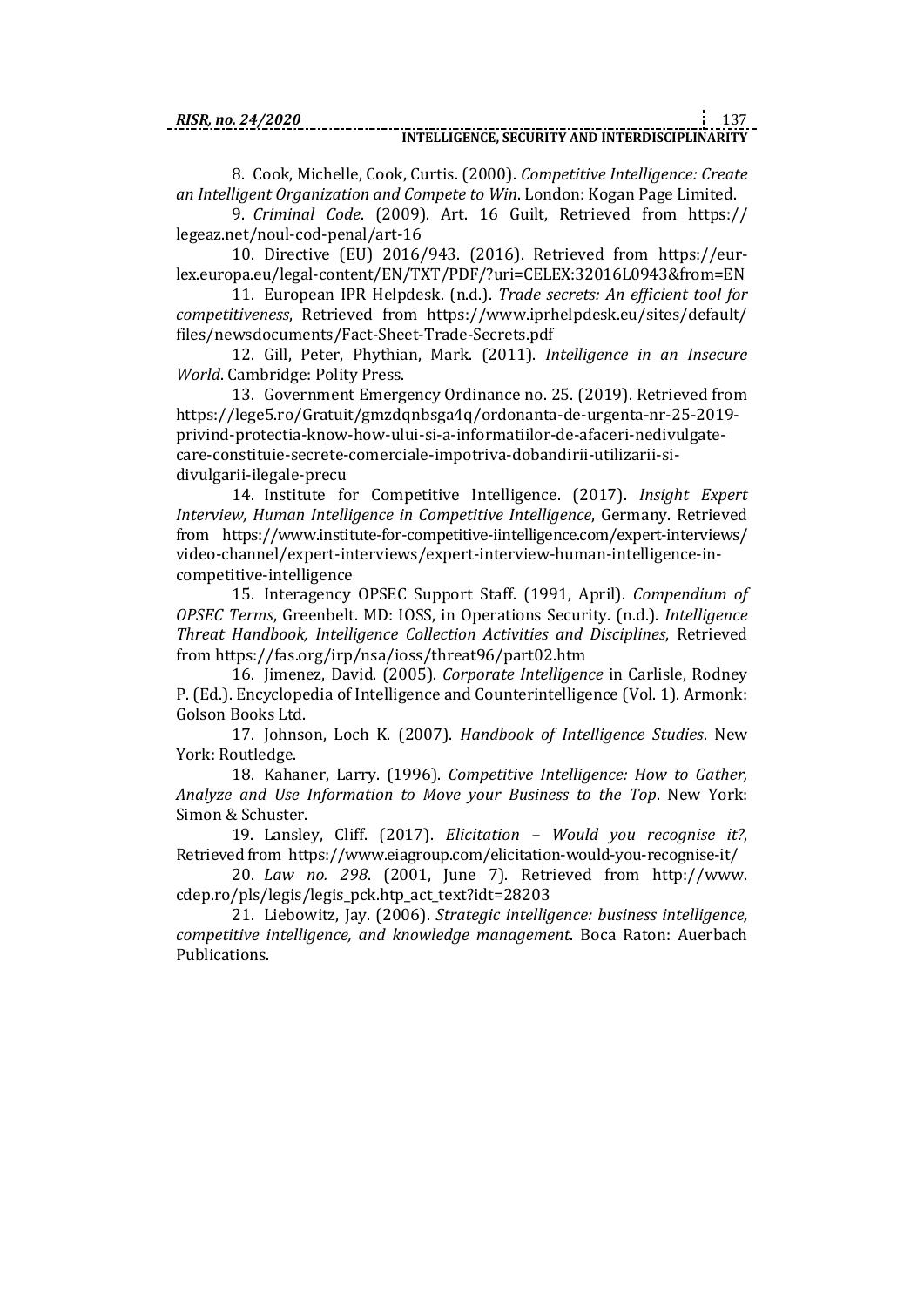8. Cook, Michelle, Cook, Curtis. (2000). *Competitive Intelligence: Create an Intelligent Organization and Compete to Win*. London: Kogan Page Limited.

9. *Criminal Code*. (2009). Art. 16 Guilt, Retrieved from https://legeaz.net/noul-cod-penal/art-16

10. Directive (EU) 2016/943. (2016). Retrieved from https://eur-lex.europa.eu/legal-content/EN/TXT/PDF/?uri=CELEX:32016L0943&from=EN

11. European IPR Helpdesk. (n.d.). *Trade secrets: An efficient tool for competitiveness*, Retrieved from https://www.iprhelpdesk.eu/sites/default/files/newsdocuments/Fact-Sheet-Trade-Secrets.pdf

12. Gill, Peter, Phythian, Mark. (2011). *Intelligence in an Insecure World*. Cambridge: Polity Press.

13. Government Emergency Ordinance no. 25. (2019). Retrieved from https://lege5.ro/Gratuit/gmzdqnbsga4q/ordonanta-de-urgenta-nr-25-2019-privind-protectia-know-how-ului-si-a-informatiilor-de-afaceri-nedivulgate-care-constituie-secrete-comerciale-impotriva-dobandirii-utilizarii-si-divulgarii-ilegale-precu

14. Institute for Competitive Intelligence. (2017). *Insight Expert Interview, Human Intelligence in Competitive Intelligence*, Germany. Retrieved from https://www.institute-for-competitive-iintelligence.com/expert-interviews/video-channel/expert-interviews/expert-interview-human-intelligence-in-competitive-intelligence

15. Interagency OPSEC Support Staff. (1991, April). *Compendium of OPSEC Terms*, Greenbelt. MD: IOSS, in Operations Security. (n.d.). *Intelligence Threat Handbook, Intelligence Collection Activities and Disciplines*, Retrieved from https://fas.org/irp/nsa/ioss/threat96/part02.htm

16. Jimenez, David. (2005). *Corporate Intelligence* in Carlisle, Rodney P. (Ed.). Encyclopedia of Intelligence and Counterintelligence (Vol. 1). Armonk: Golson Books Ltd.

17. Johnson, Loch K. (2007). *Handbook of Intelligence Studies*. New York: Routledge.

18. Kahaner, Larry. (1996). *Competitive Intelligence: How to Gather, Analyze and Use Information to Move your Business to the Top*. New York: Simon & Schuster.

19. Lansley, Cliff. (2017). *Elicitation – Would you recognise it?*, Retrieved from https://www.eiagroup.com/elicitation-would-you-recognise-it/

20. *Law no. 298*. (2001, June 7). Retrieved from http://www.cdep.ro/pls/legis/legis_pck.htp_act_text?idt=28203

21. Liebowitz, Jay. (2006). *Strategic intelligence: business intelligence, competitive intelligence, and knowledge management*. Boca Raton: Auerbach Publications.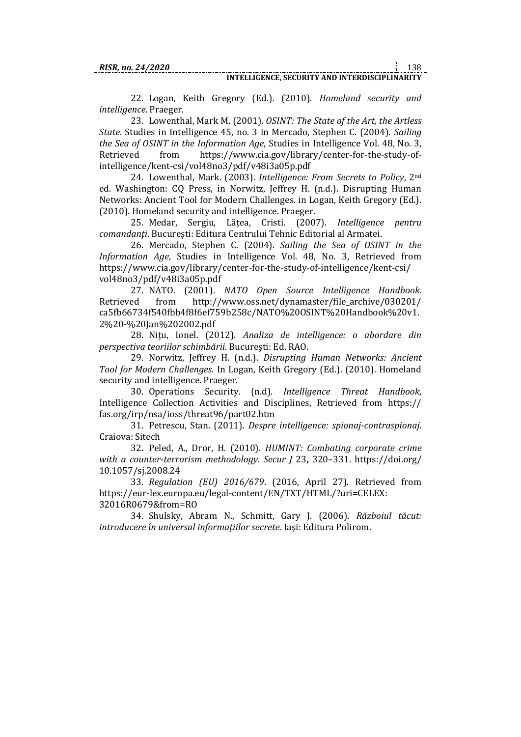22. Logan, Keith Gregory (Ed.). (2010). *Homeland security and intelligence*. Praeger.

23. Lowenthal, Mark M. (2001). *OSINT: The State of the Art, the Artless State*. Studies in Intelligence 45, no. 3 in Mercado, Stephen C. (2004). *Sailing the Sea of OSINT in the Information Age*, Studies in Intelligence Vol. 48, No. 3, Retrieved from https://www.cia.gov/library/center-for-the-study-of-intelligence/kent-csi/vol48no3/pdf/v48i3a05p.pdf

24. Lowenthal, Mark. (2003). *Intelligence: From Secrets to Policy*, 2nd ed. Washington: CQ Press, in Norwitz, Jeffrey H. (n.d.). Disrupting Human Networks: Ancient Tool for Modern Challenges. in Logan, Keith Gregory (Ed.). (2010). Homeland security and intelligence. Praeger.

25. Medar, Sergiu, Lăţea, Cristi. (2007). *Intelligence pentru comandanţi*. Bucureşti: Editura Centrului Tehnic Editorial al Armatei.

26. Mercado, Stephen C. (2004). *Sailing the Sea of OSINT in the Information Age*, Studies in Intelligence Vol. 48, No. 3, Retrieved from https://www.cia.gov/library/center-for-the-study-of-intelligence/kent-csi/vol48no3/pdf/v48i3a05p.pdf

27. NATO. (2001). *NATO Open Source Intelligence Handbook.* Retrieved from http://www.oss.net/dynamaster/file_archive/030201/ca5fb66734f540fbb4f8f6ef759b258c/NATO%20OSINT%20Handbook%20v1.2%20-%20Jan%202002.pdf

28. Niţu, Ionel. (2012). *Analiza de intelligence: o abordare din perspectiva teoriilor schimbării*. Bucureşti: Ed. RAO.

29. Norwitz, Jeffrey H. (n.d.). *Disrupting Human Networks: Ancient Tool for Modern Challenges.* In Logan, Keith Gregory (Ed.). (2010). Homeland security and intelligence. Praeger.

30. Operations Security. (n.d). *Intelligence Threat Handbook*, Intelligence Collection Activities and Disciplines, Retrieved from https://fas.org/irp/nsa/ioss/threat96/part02.htm

31. Petrescu, Stan. (2011). *Despre intelligence: spionaj-contraspionaj*. Craiova: Sitech

32. Peled, A., Dror, H. (2010). *HUMINT: Combating corporate crime with a counter-terrorism methodology*. *Secur J* 23**,** 320–331. https://doi.org/10.1057/sj.2008.24

33. *Regulation (EU) 2016/679*. (2016, April 27). Retrieved from https://eur-lex.europa.eu/legal-content/EN/TXT/HTML/?uri=CELEX:32016R0679&from=RO

34. Shulsky, Abram N., Schmitt, Gary J. (2006). *Războiul tăcut: introducere în universul informaţiilor secrete*. Iaşi: Editura Polirom.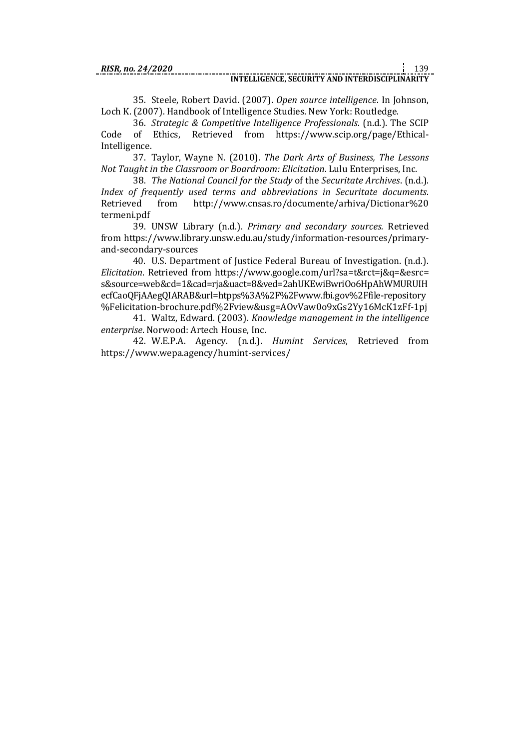35. Steele, Robert David. (2007). *Open source intelligence*. In Johnson, Loch K. (2007). Handbook of Intelligence Studies. New York: Routledge.

36. *Strategic & Competitive Intelligence Professionals*. (n.d.). The SCIP Code of Ethics, Retrieved from https://www.scip.org/page/Ethical-Intelligence.

37. Taylor, Wayne N. (2010). *The Dark Arts of Business, The Lessons Not Taught in the Classroom or Boardroom: Elicitation*. Lulu Enterprises, Inc.

38. *The National Council for the Study* of the *Securitate Archives*. (n.d.). *Index of frequently used terms and abbreviations in Securitate documents*. Retrieved from http://www.cnsas.ro/documente/arhiva/Dictionar%20 termeni.pdf

39. UNSW Library (n.d.). *Primary and secondary sources.* Retrieved from https://www.library.unsw.edu.au/study/information-resources/primary-and-secondary-sources

40. U.S. Department of Justice Federal Bureau of Investigation. (n.d.). *Elicitation*. Retrieved from https://www.google.com/url?sa=t&rct=j&q=&esrc=s&source=web&cd=1&cad=rja&uact=8&ved=2ahUKEwiBwriOo6HpAhWMURUIHecfCaoQFjAAegQIARAB&url=htpps%3A%2F%2Fwww.fbi.gov%2Ffile-repository%Felicitation-brochure.pdf%2Fview&usg=AOvVaw0o9xGs2Yy16McK1zFf-1pj

41. Waltz, Edward. (2003). *Knowledge management in the intelligence enterprise*. Norwood: Artech House, Inc.

42. W.E.P.A. Agency. (n.d.). *Humint Services*, Retrieved from https://www.wepa.agency/humint-services/